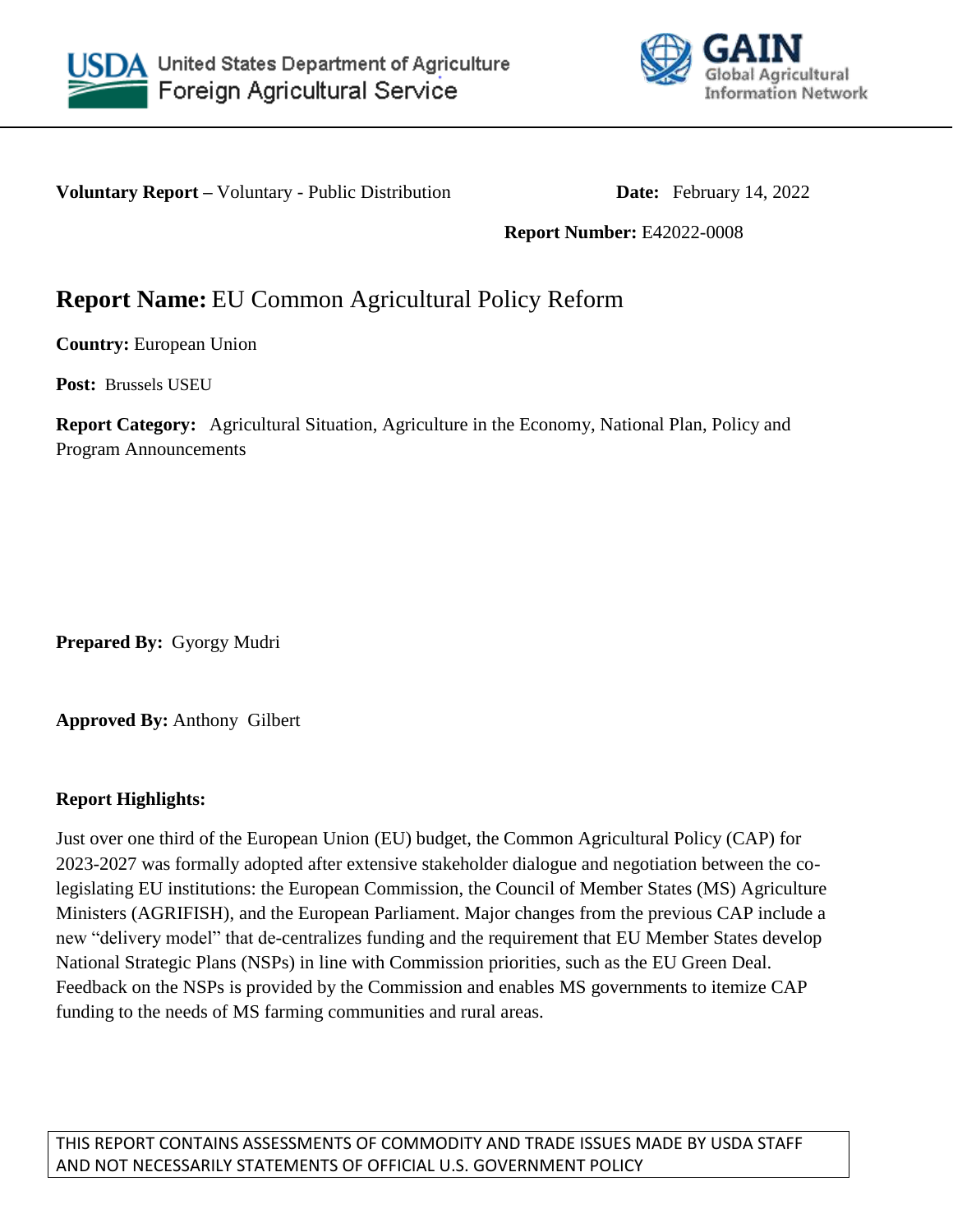United States Department of Agriculture
Foreign Agricultural Service

GAIN
Global Agricultural Information Network

**Voluntary Report –** Voluntary - Public Distribution **Date:** February 14, 2022

**Report Number:** E42022-0008

# **Report Name:** EU Common Agricultural Policy Reform

**Country:** European Union

**Post:** Brussels USEU

**Report Category:** Agricultural Situation, Agriculture in the Economy, National Plan, Policy and Program Announcements

**Prepared By:** Gyorgy Mudri

**Approved By:** Anthony Gilbert

**Report Highlights:**

Just over one third of the European Union (EU) budget, the Common Agricultural Policy (CAP) for 2023-2027 was formally adopted after extensive stakeholder dialogue and negotiation between the co-legislating EU institutions: the European Commission, the Council of Member States (MS) Agriculture Ministers (AGRIFISH), and the European Parliament. Major changes from the previous CAP include a new "delivery model" that de-centralizes funding and the requirement that EU Member States develop National Strategic Plans (NSPs) in line with Commission priorities, such as the EU Green Deal. Feedback on the NSPs is provided by the Commission and enables MS governments to itemize CAP funding to the needs of MS farming communities and rural areas.

THIS REPORT CONTAINS ASSESSMENTS OF COMMODITY AND TRADE ISSUES MADE BY USDA STAFF AND NOT NECESSARILY STATEMENTS OF OFFICIAL U.S. GOVERNMENT POLICY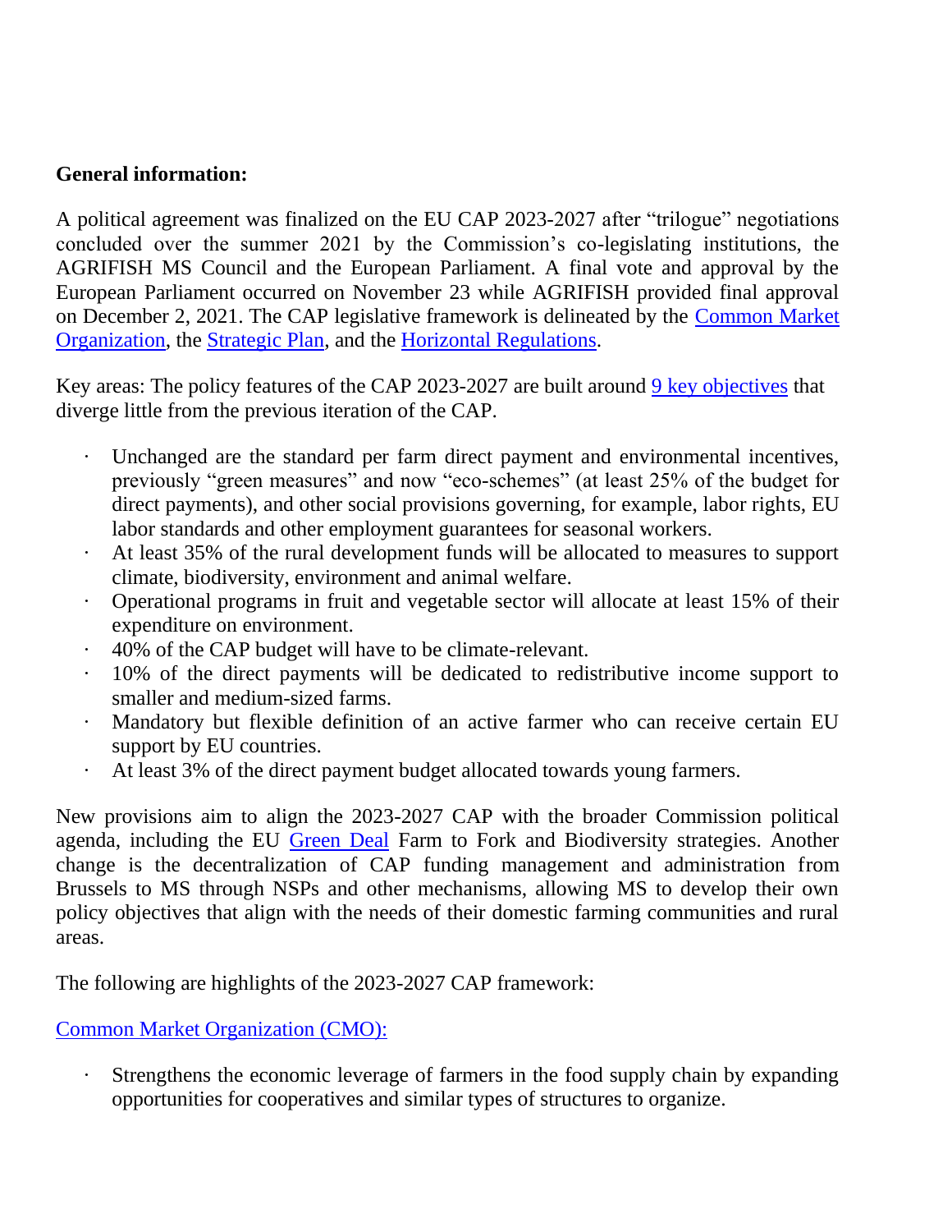**General information:**

A political agreement was finalized on the EU CAP 2023-2027 after "trilogue" negotiations concluded over the summer 2021 by the Commission's co-legislating institutions, the AGRIFISH MS Council and the European Parliament. A final vote and approval by the European Parliament occurred on November 23 while AGRIFISH provided final approval on December 2, 2021. The CAP legislative framework is delineated by the Common Market Organization, the Strategic Plan, and the Horizontal Regulations.

Key areas: The policy features of the CAP 2023-2027 are built around 9 key objectives that diverge little from the previous iteration of the CAP.

- Unchanged are the standard per farm direct payment and environmental incentives, previously "green measures" and now "eco-schemes" (at least 25% of the budget for direct payments), and other social provisions governing, for example, labor rights, EU labor standards and other employment guarantees for seasonal workers.
- At least 35% of the rural development funds will be allocated to measures to support climate, biodiversity, environment and animal welfare.
- Operational programs in fruit and vegetable sector will allocate at least 15% of their expenditure on environment.
- 40% of the CAP budget will have to be climate-relevant.
- 10% of the direct payments will be dedicated to redistributive income support to smaller and medium-sized farms.
- Mandatory but flexible definition of an active farmer who can receive certain EU support by EU countries.
- At least 3% of the direct payment budget allocated towards young farmers.

New provisions aim to align the 2023-2027 CAP with the broader Commission political agenda, including the EU Green Deal Farm to Fork and Biodiversity strategies. Another change is the decentralization of CAP funding management and administration from Brussels to MS through NSPs and other mechanisms, allowing MS to develop their own policy objectives that align with the needs of their domestic farming communities and rural areas.

The following are highlights of the 2023-2027 CAP framework:

Common Market Organization (CMO):

- Strengthens the economic leverage of farmers in the food supply chain by expanding opportunities for cooperatives and similar types of structures to organize.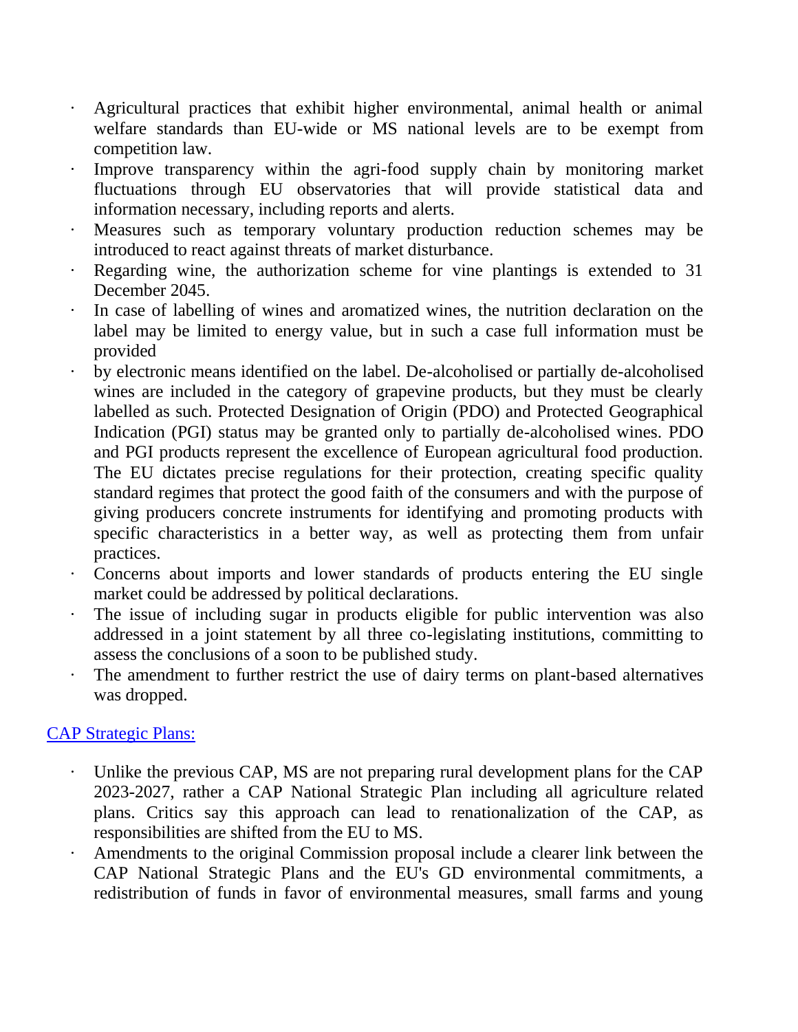- Agricultural practices that exhibit higher environmental, animal health or animal welfare standards than EU-wide or MS national levels are to be exempt from competition law.
- Improve transparency within the agri-food supply chain by monitoring market fluctuations through EU observatories that will provide statistical data and information necessary, including reports and alerts.
- Measures such as temporary voluntary production reduction schemes may be introduced to react against threats of market disturbance.
- Regarding wine, the authorization scheme for vine plantings is extended to 31 December 2045.
- In case of labelling of wines and aromatized wines, the nutrition declaration on the label may be limited to energy value, but in such a case full information must be provided
- by electronic means identified on the label. De-alcoholised or partially de-alcoholised wines are included in the category of grapevine products, but they must be clearly labelled as such. Protected Designation of Origin (PDO) and Protected Geographical Indication (PGI) status may be granted only to partially de-alcoholised wines. PDO and PGI products represent the excellence of European agricultural food production. The EU dictates precise regulations for their protection, creating specific quality standard regimes that protect the good faith of the consumers and with the purpose of giving producers concrete instruments for identifying and promoting products with specific characteristics in a better way, as well as protecting them from unfair practices.
- Concerns about imports and lower standards of products entering the EU single market could be addressed by political declarations.
- The issue of including sugar in products eligible for public intervention was also addressed in a joint statement by all three co-legislating institutions, committing to assess the conclusions of a soon to be published study.
- The amendment to further restrict the use of dairy terms on plant-based alternatives was dropped.

CAP Strategic Plans:

- Unlike the previous CAP, MS are not preparing rural development plans for the CAP 2023-2027, rather a CAP National Strategic Plan including all agriculture related plans. Critics say this approach can lead to renationalization of the CAP, as responsibilities are shifted from the EU to MS.
- Amendments to the original Commission proposal include a clearer link between the CAP National Strategic Plans and the EU's GD environmental commitments, a redistribution of funds in favor of environmental measures, small farms and young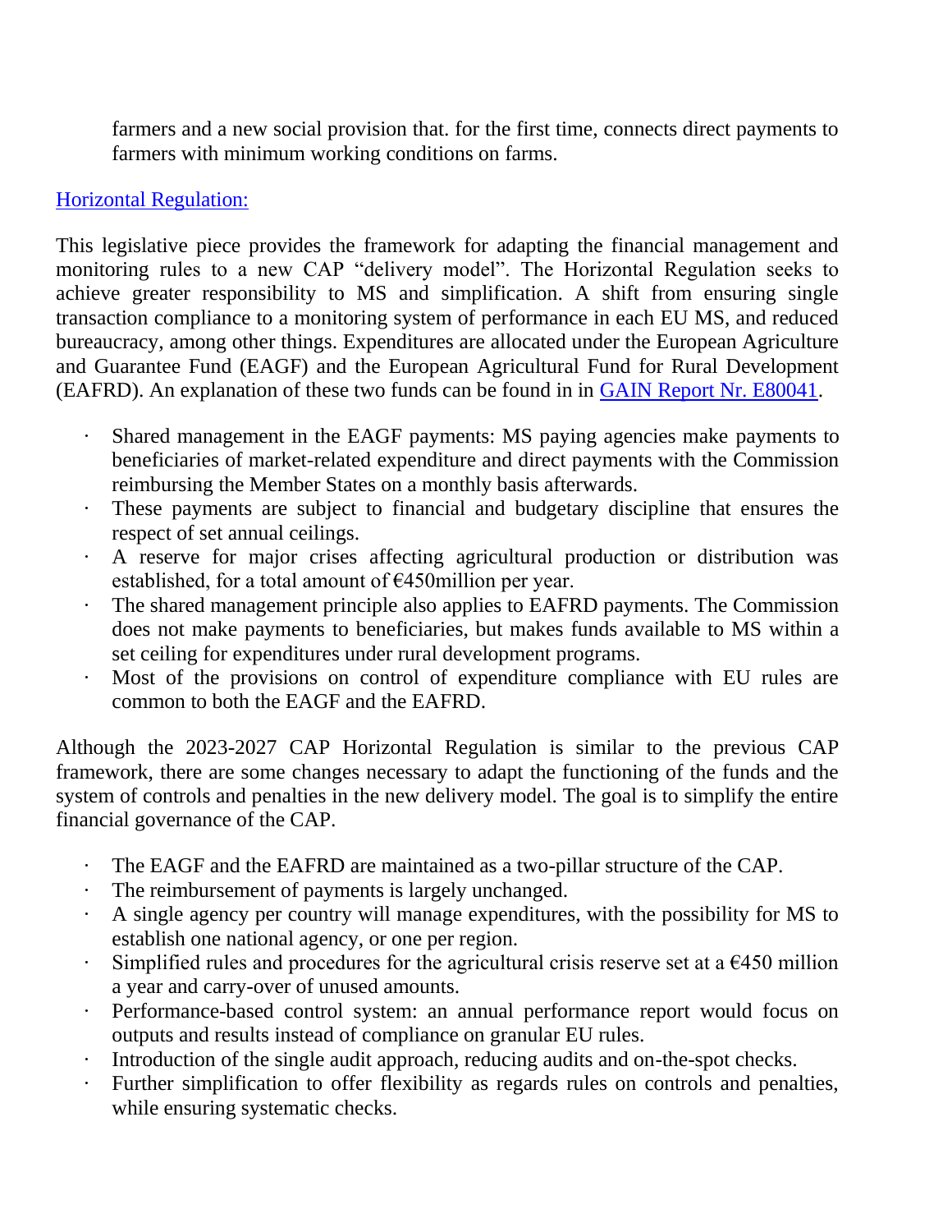farmers and a new social provision that. for the first time, connects direct payments to farmers with minimum working conditions on farms.

Horizontal Regulation:

This legislative piece provides the framework for adapting the financial management and monitoring rules to a new CAP "delivery model". The Horizontal Regulation seeks to achieve greater responsibility to MS and simplification. A shift from ensuring single transaction compliance to a monitoring system of performance in each EU MS, and reduced bureaucracy, among other things. Expenditures are allocated under the European Agriculture and Guarantee Fund (EAGF) and the European Agricultural Fund for Rural Development (EAFRD). An explanation of these two funds can be found in in GAIN Report Nr. E80041.

- Shared management in the EAGF payments: MS paying agencies make payments to beneficiaries of market-related expenditure and direct payments with the Commission reimbursing the Member States on a monthly basis afterwards.
- These payments are subject to financial and budgetary discipline that ensures the respect of set annual ceilings.
- A reserve for major crises affecting agricultural production or distribution was established, for a total amount of €450million per year.
- The shared management principle also applies to EAFRD payments. The Commission does not make payments to beneficiaries, but makes funds available to MS within a set ceiling for expenditures under rural development programs.
- Most of the provisions on control of expenditure compliance with EU rules are common to both the EAGF and the EAFRD.

Although the 2023-2027 CAP Horizontal Regulation is similar to the previous CAP framework, there are some changes necessary to adapt the functioning of the funds and the system of controls and penalties in the new delivery model. The goal is to simplify the entire financial governance of the CAP.

- The EAGF and the EAFRD are maintained as a two-pillar structure of the CAP.
- The reimbursement of payments is largely unchanged.
- A single agency per country will manage expenditures, with the possibility for MS to establish one national agency, or one per region.
- Simplified rules and procedures for the agricultural crisis reserve set at a €450 million a year and carry-over of unused amounts.
- Performance-based control system: an annual performance report would focus on outputs and results instead of compliance on granular EU rules.
- Introduction of the single audit approach, reducing audits and on-the-spot checks.
- Further simplification to offer flexibility as regards rules on controls and penalties, while ensuring systematic checks.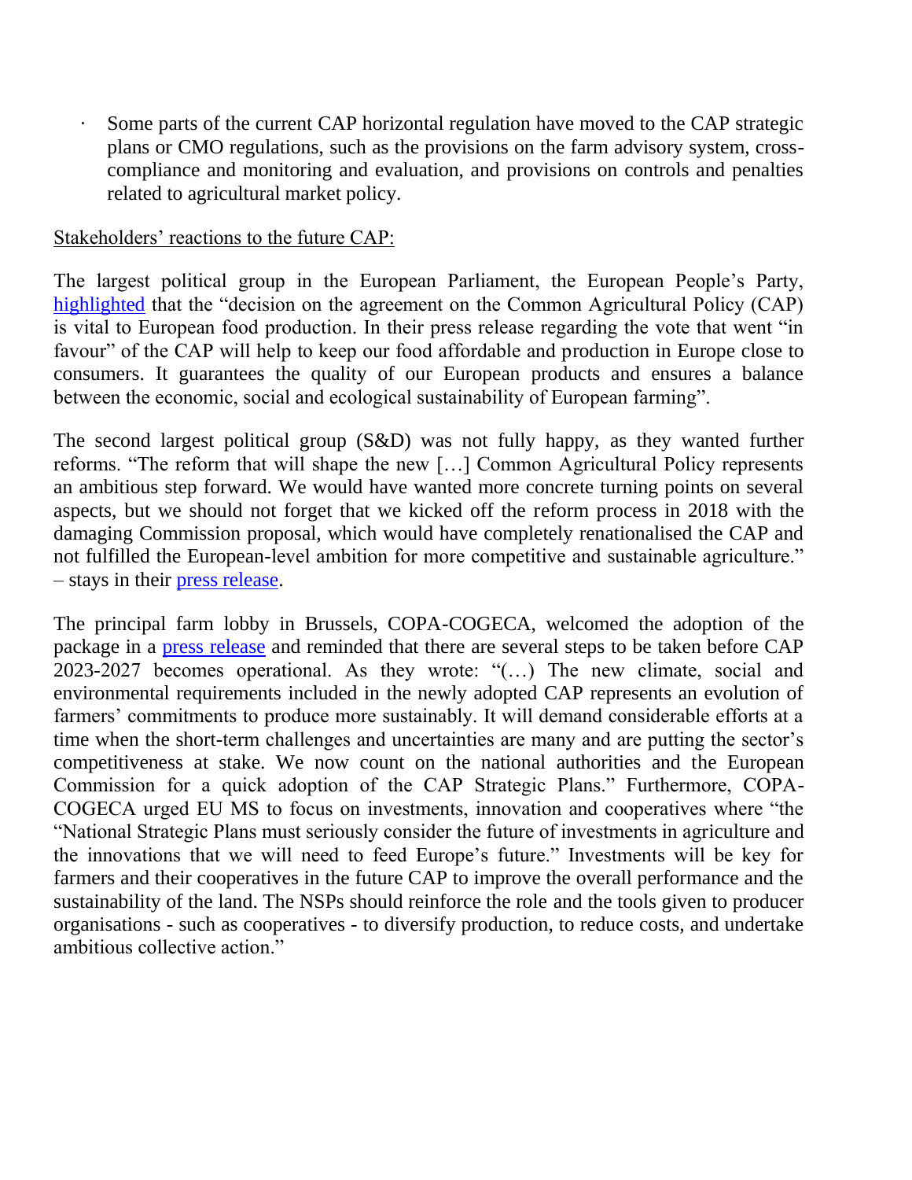- Some parts of the current CAP horizontal regulation have moved to the CAP strategic plans or CMO regulations, such as the provisions on the farm advisory system, cross-compliance and monitoring and evaluation, and provisions on controls and penalties related to agricultural market policy.

Stakeholders' reactions to the future CAP:

The largest political group in the European Parliament, the European People's Party, highlighted that the "decision on the agreement on the Common Agricultural Policy (CAP) is vital to European food production. In their press release regarding the vote that went "in favour" of the CAP will help to keep our food affordable and production in Europe close to consumers. It guarantees the quality of our European products and ensures a balance between the economic, social and ecological sustainability of European farming".

The second largest political group (S&D) was not fully happy, as they wanted further reforms. "The reform that will shape the new […] Common Agricultural Policy represents an ambitious step forward. We would have wanted more concrete turning points on several aspects, but we should not forget that we kicked off the reform process in 2018 with the damaging Commission proposal, which would have completely renationalised the CAP and not fulfilled the European-level ambition for more competitive and sustainable agriculture." – stays in their press release.

The principal farm lobby in Brussels, COPA-COGECA, welcomed the adoption of the package in a press release and reminded that there are several steps to be taken before CAP 2023-2027 becomes operational. As they wrote: "(…) The new climate, social and environmental requirements included in the newly adopted CAP represents an evolution of farmers' commitments to produce more sustainably. It will demand considerable efforts at a time when the short-term challenges and uncertainties are many and are putting the sector's competitiveness at stake. We now count on the national authorities and the European Commission for a quick adoption of the CAP Strategic Plans." Furthermore, COPA-COGECA urged EU MS to focus on investments, innovation and cooperatives where "the "National Strategic Plans must seriously consider the future of investments in agriculture and the innovations that we will need to feed Europe's future." Investments will be key for farmers and their cooperatives in the future CAP to improve the overall performance and the sustainability of the land. The NSPs should reinforce the role and the tools given to producer organisations - such as cooperatives - to diversify production, to reduce costs, and undertake ambitious collective action."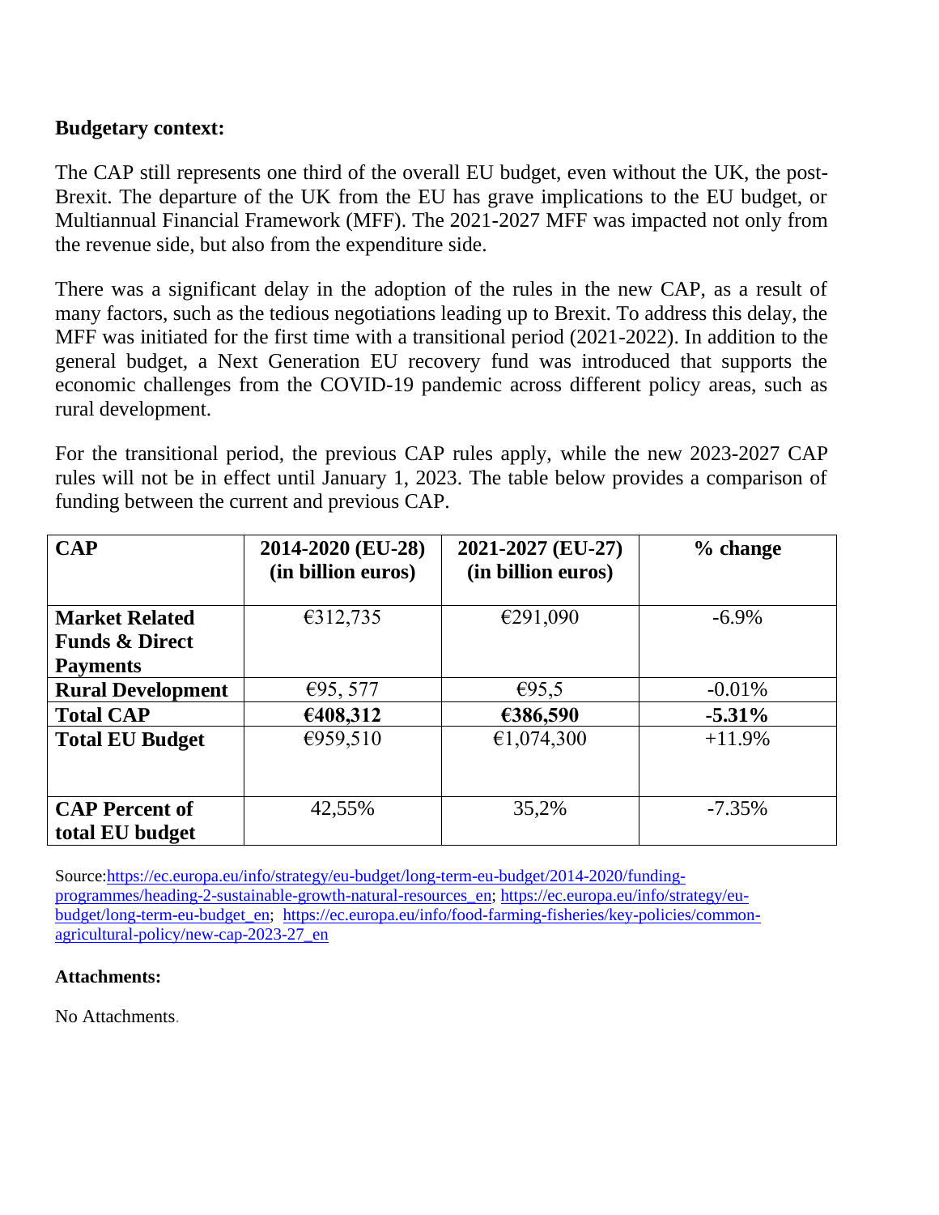**Budgetary context:**

The CAP still represents one third of the overall EU budget, even without the UK, the post-Brexit. The departure of the UK from the EU has grave implications to the EU budget, or Multiannual Financial Framework (MFF). The 2021-2027 MFF was impacted not only from the revenue side, but also from the expenditure side.

There was a significant delay in the adoption of the rules in the new CAP, as a result of many factors, such as the tedious negotiations leading up to Brexit. To address this delay, the MFF was initiated for the first time with a transitional period (2021-2022). In addition to the general budget, a Next Generation EU recovery fund was introduced that supports the economic challenges from the COVID-19 pandemic across different policy areas, such as rural development.

For the transitional period, the previous CAP rules apply, while the new 2023-2027 CAP rules will not be in effect until January 1, 2023. The table below provides a comparison of funding between the current and previous CAP.

| CAP | 2014-2020 (EU-28) (in billion euros) | 2021-2027 (EU-27) (in billion euros) | % change |
|---|---|---|---|
| **Market Related Funds & Direct Payments** | €312,735 | €291,090 | -6.9% |
| **Rural Development** | €95, 577 | €95,5 | -0.01% |
| **Total CAP** | **€408,312** | **€386,590** | **-5.31%** |
| **Total EU Budget** | €959,510 | €1,074,300 | +11.9% |
| **CAP Percent of total EU budget** | 42,55% | 35,2% | -7.35% |

Source:https://ec.europa.eu/info/strategy/eu-budget/long-term-eu-budget/2014-2020/funding-programmes/heading-2-sustainable-growth-natural-resources_en; https://ec.europa.eu/info/strategy/eu-budget/long-term-eu-budget_en; https://ec.europa.eu/info/food-farming-fisheries/key-policies/common-agricultural-policy/new-cap-2023-27_en

**Attachments:**

No Attachments.